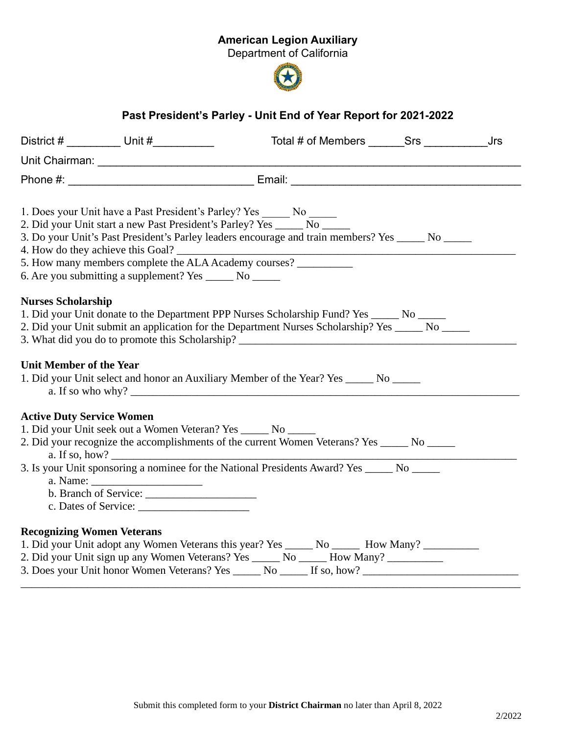**American Legion Auxiliary**
Department of California

## Past President's Parley - Unit End of Year Report for 2021-2022

District # _________ Unit #__________ Total # of Members ______Srs __________Jrs

Unit Chairman: ___________________________________________________________________

Phone #: ______________________________ Email: _____________________________________

1. Does your Unit have a Past President's Parley? Yes _____ No _____
2. Did your Unit start a new Past President's Parley? Yes _____ No _____
3. Do your Unit's Past President's Parley leaders encourage and train members? Yes _____ No _____
4. How do they achieve this Goal? _______________________________________________________________
5. How many members complete the ALA Academy courses? __________
6. Are you submitting a supplement? Yes _____ No _____

**Nurses Scholarship**

1. Did your Unit donate to the Department PPP Nurses Scholarship Fund? Yes _____ No _____
2. Did your Unit submit an application for the Department Nurses Scholarship? Yes _____ No _____
3. What did you do to promote this Scholarship? ___________________________________________________

**Unit Member of the Year**

1. Did your Unit select and honor an Auxiliary Member of the Year? Yes _____ No _____
   a. If so who why? _________________________________________________________________________

**Active Duty Service Women**

1. Did your Unit seek out a Women Veteran? Yes _____ No _____
2. Did your recognize the accomplishments of the current Women Veterans? Yes _____ No _____
   a. If so, how? ____________________________________________________________________________
3. Is your Unit sponsoring a nominee for the National Presidents Award? Yes _____ No _____
   a. Name: ____________________
   b. Branch of Service: ____________________
   c. Dates of Service: ____________________

**Recognizing Women Veterans**

1. Did your Unit adopt any Women Veterans this year? Yes _____ No _____ How Many? __________
2. Did your Unit sign up any Women Veterans? Yes _____ No _____ How Many? __________
3. Does your Unit honor Women Veterans? Yes _____ No _____ If so, how? ___________________________
_____________________________________________________________________________________

Submit this completed form to your **District Chairman** no later than April 8, 2022

2/2022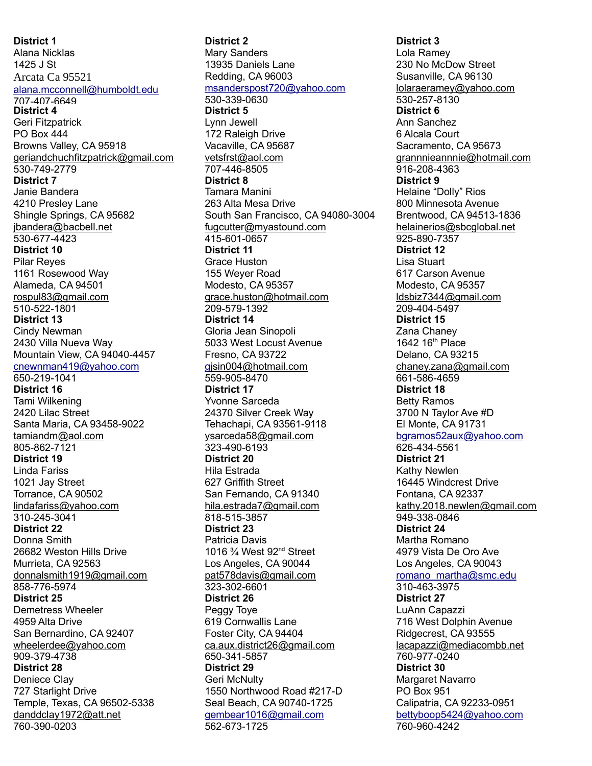**District 1**
Alana Nicklas
1425 J St
Arcata Ca 95521
alana.mcconnell@humboldt.edu
707-407-6649

**District 2**
Mary Sanders
13935 Daniels Lane
Redding, CA 96003
msanderspost720@yahoo.com
530-339-0630

**District 3**
Lola Ramey
230 No McDow Street
Susanville, CA 96130
lolaraeramey@yahoo.com
530-257-8130

**District 4**
Geri Fitzpatrick
PO Box 444
Browns Valley, CA 95918
geriandchuchfitzpatrick@gmail.com
530-749-2779

**District 5**
Lynn Jewell
172 Raleigh Drive
Vacaville, CA 95687
vetsfrst@aol.com
707-446-8505

**District 6**
Ann Sanchez
6 Alcala Court
Sacramento, CA 95673
grannnieannnie@hotmail.com
916-208-4363

**District 7**
Janie Bandera
4210 Presley Lane
Shingle Springs, CA 95682
jbandera@bacbell.net
530-677-4423

**District 8**
Tamara Manini
263 Alta Mesa Drive
South San Francisco, CA 94080-3004
fugcutter@myastound.com
415-601-0657

**District 9**
Helaine "Dolly" Rios
800 Minnesota Avenue
Brentwood, CA 94513-1836
helainerios@sbcglobal.net
925-890-7357

**District 10**
Pilar Reyes
1161 Rosewood Way
Alameda, CA 94501
rospul83@gmail.com
510-522-1801

**District 11**
Grace Huston
155 Weyer Road
Modesto, CA 95357
grace.huston@hotmail.com
209-579-1392

**District 12**
Lisa Stuart
617 Carson Avenue
Modesto, CA 95357
ldsbiz7344@gmail.com
209-404-5497

**District 13**
Cindy Newman
2430 Villa Nueva Way
Mountain View, CA 94040-4457
cnewnman419@yahoo.com
650-219-1041

**District 14**
Gloria Jean Sinopoli
5033 West Locust Avenue
Fresno, CA 93722
gjsin004@hotmail.com
559-905-8470

**District 15**
Zana Chaney
1642 16th Place
Delano, CA 93215
chaney.zana@gmail.com
661-586-4659

**District 16**
Tami Wilkening
2420 Lilac Street
Santa Maria, CA 93458-9022
tamiandm@aol.com
805-862-7121

**District 17**
Yvonne Sarceda
24370 Silver Creek Way
Tehachapi, CA 93561-9118
ysarceda58@gmail.com
323-490-6193

**District 18**
Betty Ramos
3700 N Taylor Ave #D
El Monte, CA 91731
bgramos52aux@yahoo.com
626-434-5561

**District 19**
Linda Fariss
1021 Jay Street
Torrance, CA 90502
lindafariss@yahoo.com
310-245-3041

**District 20**
Hila Estrada
627 Griffith Street
San Fernando, CA 91340
hila.estrada7@gmail.com
818-515-3857

**District 21**
Kathy Newlen
16445 Windcrest Drive
Fontana, CA 92337
kathy.2018.newlen@gmail.com
949-338-0846

**District 22**
Donna Smith
26682 Weston Hills Drive
Murrieta, CA 92563
donnalsmith1919@gmail.com
858-776-5974

**District 23**
Patricia Davis
1016 ¾ West 92nd Street
Los Angeles, CA 90044
pat578davis@gmail.com
323-302-6601

**District 24**
Martha Romano
4979 Vista De Oro Ave
Los Angeles, CA 90043
romano_martha@smc.edu
310-463-3975

**District 25**
Demetress Wheeler
4959 Alta Drive
San Bernardino, CA 92407
wheelerdee@yahoo.com
909-379-4738

**District 26**
Peggy Toye
619 Cornwallis Lane
Foster City, CA 94404
ca.aux.district26@gmail.com
650-341-5857

**District 27**
LuAnn Capazzi
716 West Dolphin Avenue
Ridgecrest, CA 93555
lacapazzi@mediacombb.net
760-977-0240

**District 28**
Deniece Clay
727 Starlight Drive
Temple, Texas, CA 96502-5338
danddclay1972@att.net
760-390-0203

**District 29**
Geri McNulty
1550 Northwood Road #217-D
Seal Beach, CA 90740-1725
gembear1016@gmail.com
562-673-1725

**District 30**
Margaret Navarro
PO Box 951
Calipatria, CA 92233-0951
bettyboop5424@yahoo.com
760-960-4242